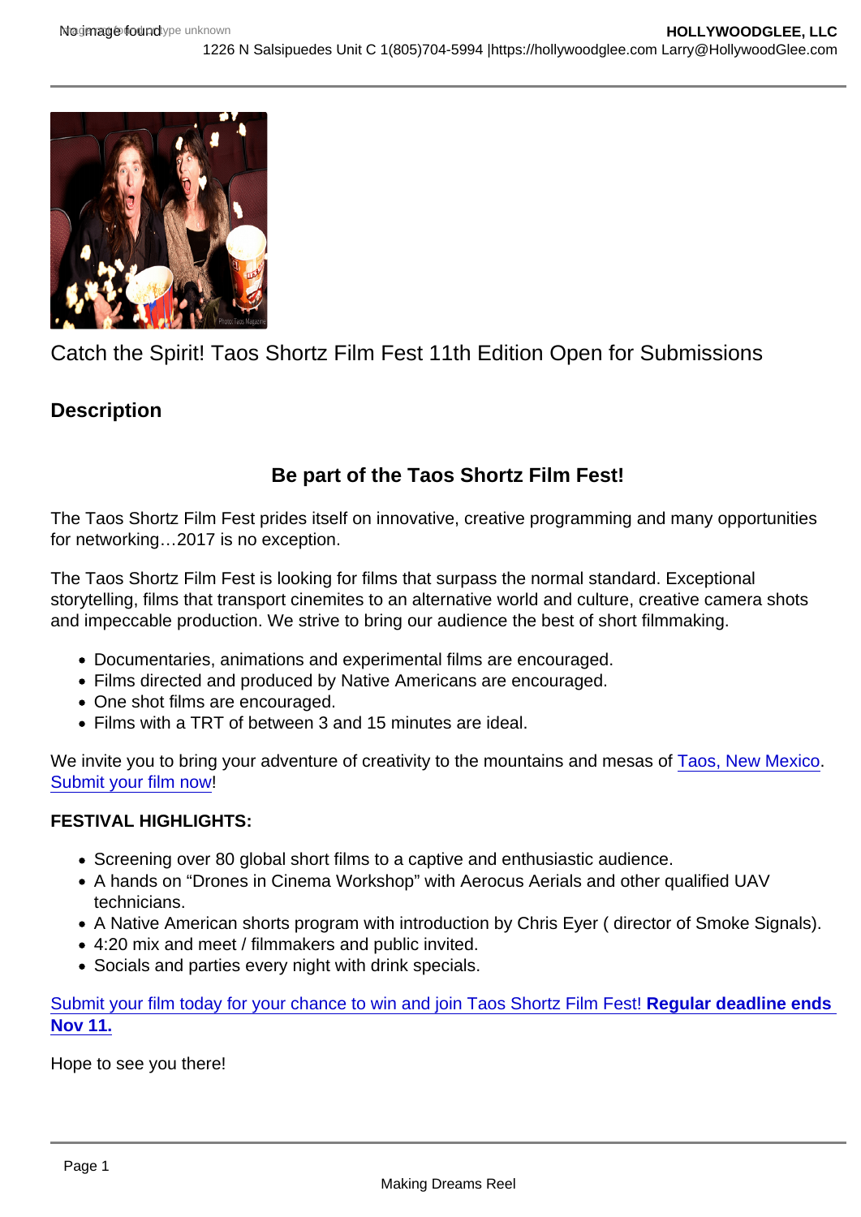Catch the Spirit! Taos Shortz Film Fest 11th Edition Open for Submissions

## Description

### Be part of the Taos Shortz Film Fest!

The Taos Shortz Film Fest prides itself on innovative, creative programming and many opportunities for networking…2017 is no exception.

The Taos Shortz Film Fest is looking for films that surpass the normal standard. Exceptional storytelling, films that transport cinemites to an alternative world and culture, creative camera shots and impeccable production. We strive to bring our audience the best of short filmmaking.

- Documentaries, animations and experimental films are encouraged.
- Films directed and produced by Native Americans are encouraged.
- One shot films are encouraged.
- Films with a TRT of between 3 and 15 minutes are ideal.

We invite you to bring your adventure of creativity to the mountains and mesas of Taos, New Mexico. Submit your film now!

**FESTIVAL HIGHLIGHTS:**

- Screening over 80 global short films to a captive and enthusiastic audience.
- A hands on "Drones in Cinema Workshop" with Aerocus Aerials and other qualified UAV technicians.
- A Native American shorts program with introduction by Chris Eyer ( director of Smoke Signals).
- 4:20 mix and meet / filmmakers and public invited.
- Socials and parties every night with drink specials.

Submit your film today for your chance to win and join Taos Shortz Film Fest! **Regular deadline ends Nov 11.**

Hope to see you there!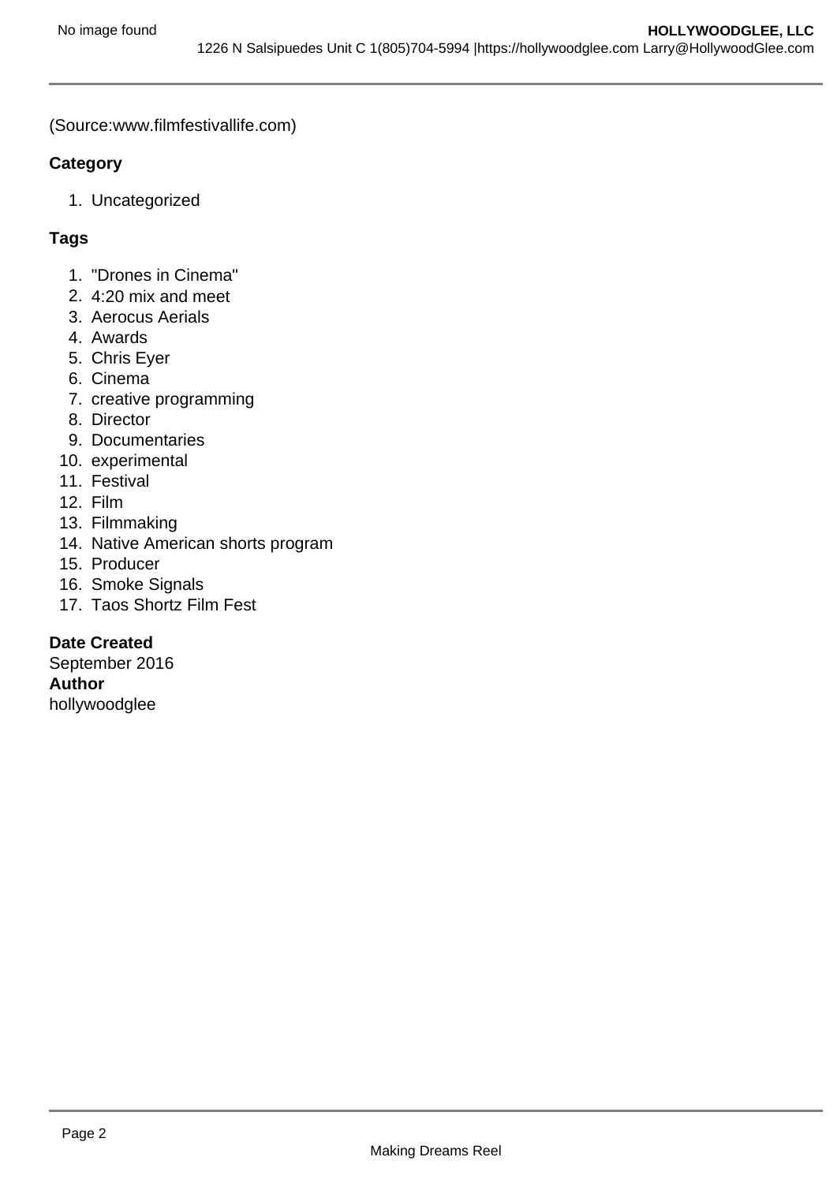(Source:www.filmfestivallife.com)

**Category**

1. Uncategorized

**Tags**

1. "Drones in Cinema"
2. 4:20 mix and meet
3. Aerocus Aerials
4. Awards
5. Chris Eyer
6. Cinema
7. creative programming
8. Director
9. Documentaries
10. experimental
11. Festival
12. Film
13. Filmmaking
14. Native American shorts program
15. Producer
16. Smoke Signals
17. Taos Shortz Film Fest

**Date Created**
September 2016
**Author**
hollywoodglee